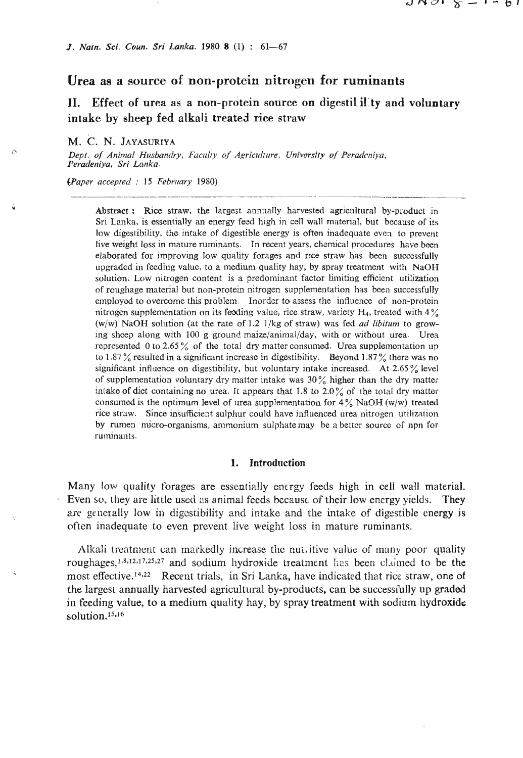# Urea as a source of non-protein nitrogen for ruminants

## II. Effect of urea as a non-protein source on digestil il ty and voluntary intake by sheep fed alkali treated rice straw

M. C. N. JAYASURIYA

*Dept. of Animal Husbandry, Faculty of Agriculture, University of Peradeniya, Peradeniya, Sri Lanka.*

(*Paper accepted : 15 February 1980*)

**Abstract :** Rice straw, the largest annually harvested agricultural by-product in Sri Lanka, is essentially an energy feed high in cell wall material, but because of its low digestibility, the intake of digestible energy is often inadequate even to prevent live weight loss in mature ruminants. In recent years, chemical procedures have been elaborated for improving low quality forages and rice straw has been successfully upgraded in feeding value, to a medium quality hay, by spray treatment with NaOH solution. Low nitrogen content is a predominant factor limiting efficient utilization of roughage material but non-protein nitrogen supplementation has been successfully employed to overcome this problem. Inorder to assess the influence of non-protein nitrogen supplementation on its feeding value, rice straw, variety $H_4$, treated with 4% (w/w) NaOH solution (at the rate of 1.2 l/kg of straw) was fed *ad libitum* to growing sheep along with 100 g ground maize/animal/day, with or without urea. Urea represented 0 to 2.65% of the total dry matter consumed. Urea supplementation up to 1.87% resulted in a significant increase in digestibility. Beyond 1.87% there was no significant influence on digestibility, but voluntary intake increased. At 2.65% level of supplementation voluntary dry matter intake was 30% higher than the dry matter intake of diet containing no urea. It appears that 1.8 to 2.0% of the total dry matter consumed is the optimum level of urea supplementation for 4% NaOH (w/w) treated rice straw. Since insufficient sulphur could have influenced urea nitrogen utilization by rumen micro-organisms, ammonium sulphate may be a better source of npn for ruminants.

## 1. Introduction

Many low quality forages are essentially energy feeds high in cell wall material. Even so, they are little used as animal feeds because of their low energy yields. They are generally low in digestibility and intake and the intake of digestible energy is often inadequate to even prevent live weight loss in mature ruminants.

Alkali treatment can markedly increase the nutritive value of many poor quality roughages,[3,8,12,17,25,27] and sodium hydroxide treatment has been claimed to be the most effective.[14,22] Recent trials, in Sri Lanka, have indicated that rice straw, one of the largest annually harvested agricultural by-products, can be successfully up graded in feeding value, to a medium quality hay, by spray treatment with sodium hydroxide solution.[15,16]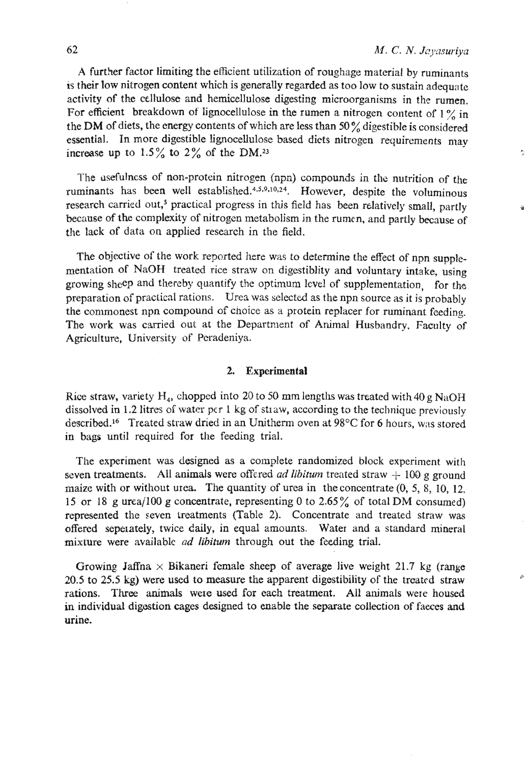A further factor limiting the efficient utilization of roughage material by ruminants is their low nitrogen content which is generally regarded as too low to sustain adequate activity of the cellulose and hemicellulose digesting microorganisms in the rumen. For efficient breakdown of lignocellulose in the rumen a nitrogen content of 1% in the DM of diets, the energy contents of which are less than 50% digestible is considered essential. In more digestible lignocellulose based diets nitrogen requirements may increase up to 1.5% to 2% of the DM.[23]

The usefulness of non-protein nitrogen (npn) compounds in the nutrition of the ruminants has been well established.[4,5,9,10,24]. However, despite the voluminous research carried out,[5] practical progress in this field has been relatively small, partly because of the complexity of nitrogen metabolism in the rumen, and partly because of the lack of data on applied research in the field.

The objective of the work reported here was to determine the effect of npn supplementation of NaOH treated rice straw on digestiblity and voluntary intake, using growing sheep and thereby quantify the optimum level of supplementation, for the preparation of practical rations. Urea was selected as the npn source as it is probably the commonest npn compound of choice as a protein replacer for ruminant feeding. The work was carried out at the Department of Animal Husbandry, Faculty of Agriculture, University of Peradeniya.

## 2. Experimental

Rice straw, variety $H_4$, chopped into 20 to 50 mm lengths was treated with 40 g NaOH dissolved in 1.2 litres of water per 1 kg of straw, according to the technique previously described.[16] Treated straw dried in an Unitherm oven at 98°C for 6 hours, was stored in bags until required for the feeding trial.

The experiment was designed as a complete randomized block experiment with seven treatments. All animals were offered *ad libitum* treated straw + 100 g ground maize with or without urea. The quantity of urea in the concentrate (0, 5, 8, 10, 12, 15 or 18 g urea/100 g concentrate, representing 0 to 2.65% of total DM consumed) represented the seven treatments (Table 2). Concentrate and treated straw was offered seperately, twice daily, in equal amounts. Water and a standard mineral mixture were available *ad libitum* through out the feeding trial.

Growing Jaffna × Bikaneri female sheep of average live weight 21.7 kg (range 20.5 to 25.5 kg) were used to measure the apparent digestibility of the treated straw rations. Three animals were used for each treatment. All animals were housed in individual digestion cages designed to enable the separate collection of faeces and urine.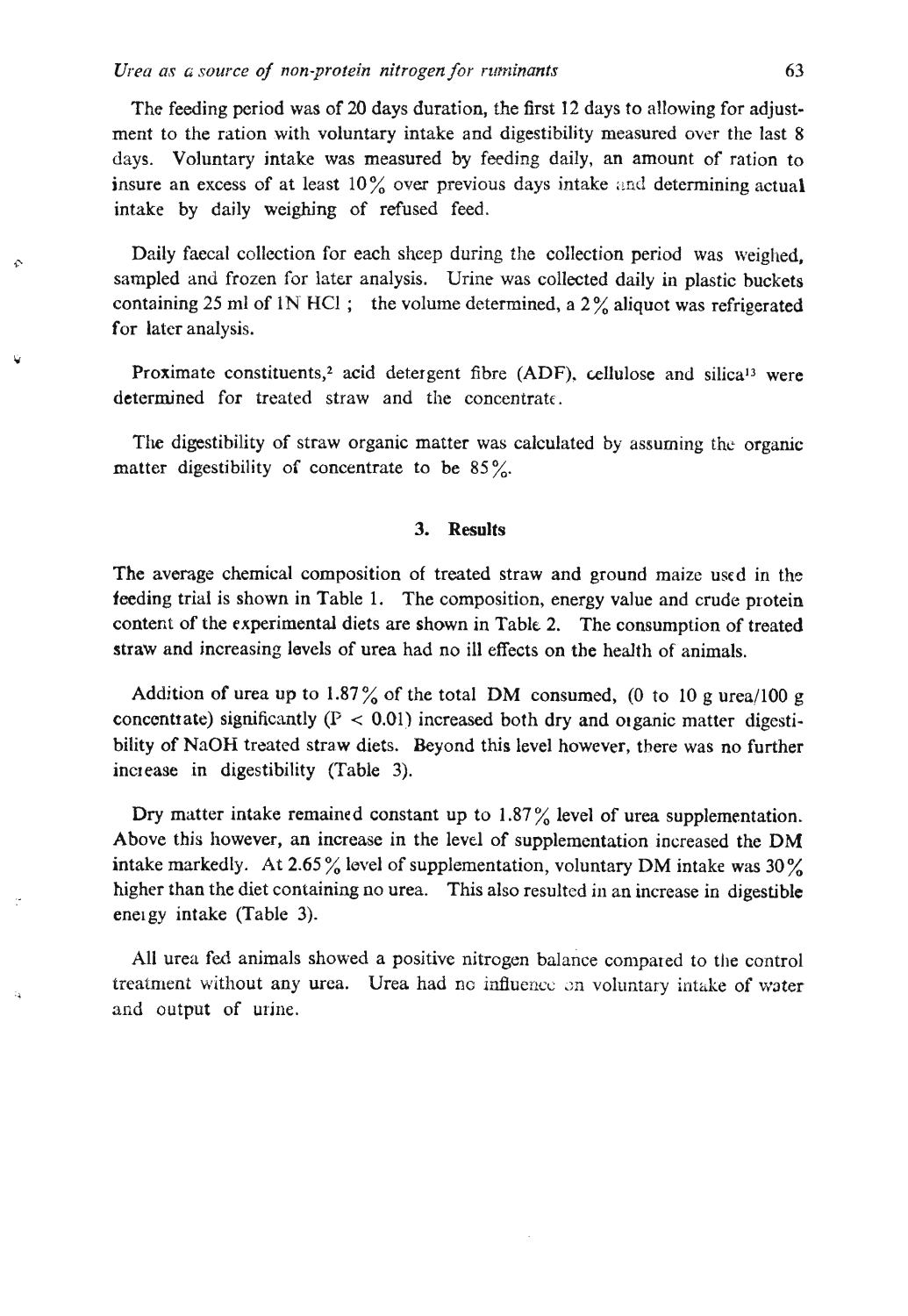The feeding period was of 20 days duration, the first 12 days to allowing for adjustment to the ration with voluntary intake and digestibility measured over the last 8 days. Voluntary intake was measured by feeding daily, an amount of ration to insure an excess of at least 10% over previous days intake and determining actual intake by daily weighing of refused feed.

Daily faecal collection for each sheep during the collection period was weighed, sampled and frozen for later analysis. Urine was collected daily in plastic buckets containing 25 ml of 1N HCl ; the volume determined, a 2% aliquot was refrigerated for later analysis.

Proximate constituents,[2] acid detergent fibre (ADF), cellulose and silica[13] were determined for treated straw and the concentrate.

The digestibility of straw organic matter was calculated by assuming the organic matter digestibility of concentrate to be 85%.

## 3. Results

The average chemical composition of treated straw and ground maize used in the feeding trial is shown in Table 1. The composition, energy value and crude protein content of the experimental diets are shown in Table 2. The consumption of treated straw and increasing levels of urea had no ill effects on the health of animals.

Addition of urea up to 1.87% of the total DM consumed, (0 to 10 g urea/100 g concentrate) significantly ($P < 0.01$) increased both dry and organic matter digestibility of NaOH treated straw diets. Beyond this level however, there was no further increase in digestibility (Table 3).

Dry matter intake remained constant up to 1.87% level of urea supplementation. Above this however, an increase in the level of supplementation increased the DM intake markedly. At 2.65% level of supplementation, voluntary DM intake was 30% higher than the diet containing no urea. This also resulted in an increase in digestible energy intake (Table 3).

All urea fed animals showed a positive nitrogen balance compared to the control treatment without any urea. Urea had no influence on voluntary intake of water and output of urine.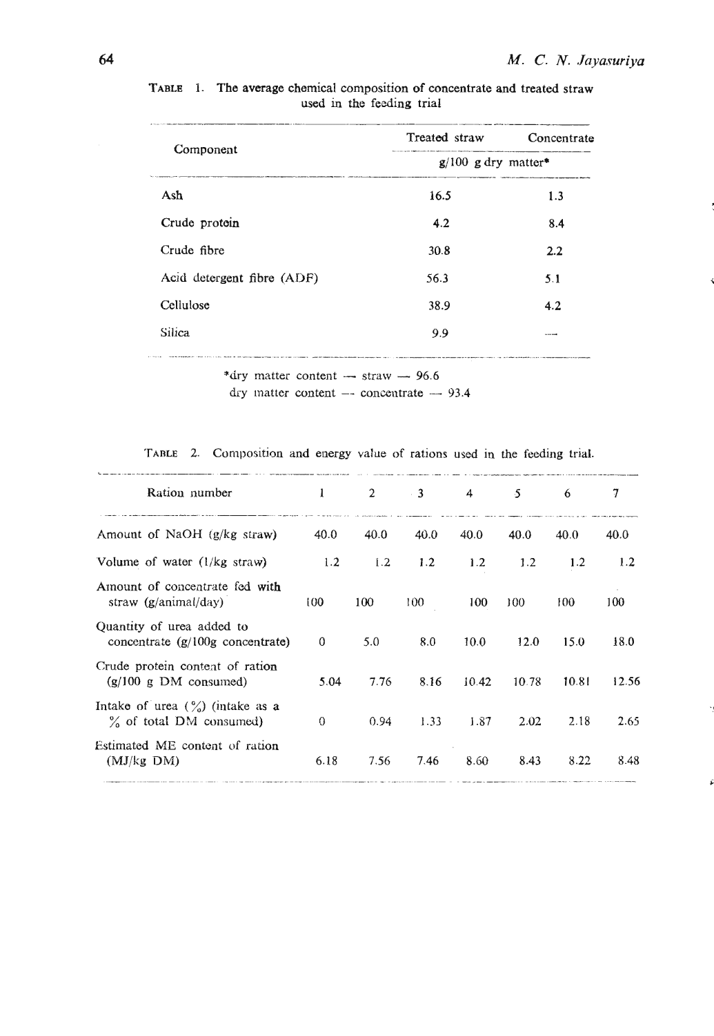TABLE 1. The average chemical composition of concentrate and treated straw used in the feeding trial

| Component | Treated straw | Concentrate |
|---|---|---|
| | g/100 g dry matter* | |
| Ash | 16.5 | 1.3 |
| Crude protein | 4.2 | 8.4 |
| Crude fibre | 30.8 | 2.2 |
| Acid detergent fibre (ADF) | 56.3 | 5.1 |
| Cellulose | 38.9 | 4.2 |
| Silica | 9.9 | — |

*dry matter content — straw — 96.6
dry matter content — concentrate — 93.4

TABLE 2. Composition and energy value of rations used in the feeding trial.

| Ration number | 1 | 2 | 3 | 4 | 5 | 6 | 7 |
|---|---|---|---|---|---|---|---|
| Amount of NaOH (g/kg straw) | 40.0 | 40.0 | 40.0 | 40.0 | 40.0 | 40.0 | 40.0 |
| Volume of water (l/kg straw) | 1.2 | 1.2 | 1.2 | 1.2 | 1.2 | 1.2 | 1.2 |
| Amount of concentrate fed with straw (g/animal/day) | 100 | 100 | 100 | 100 | 100 | 100 | 100 |
| Quantity of urea added to concentrate (g/100g concentrate) | 0 | 5.0 | 8.0 | 10.0 | 12.0 | 15.0 | 18.0 |
| Crude protein content of ration (g/100 g DM consumed) | 5.04 | 7.76 | 8.16 | 10.42 | 10.78 | 10.81 | 12.56 |
| Intake of urea (%) (intake as a % of total DM consumed) | 0 | 0.94 | 1.33 | 1.87 | 2.02 | 2.18 | 2.65 |
| Estimated ME content of ration (MJ/kg DM) | 6.18 | 7.56 | 7.46 | 8.60 | 8.43 | 8.22 | 8.48 |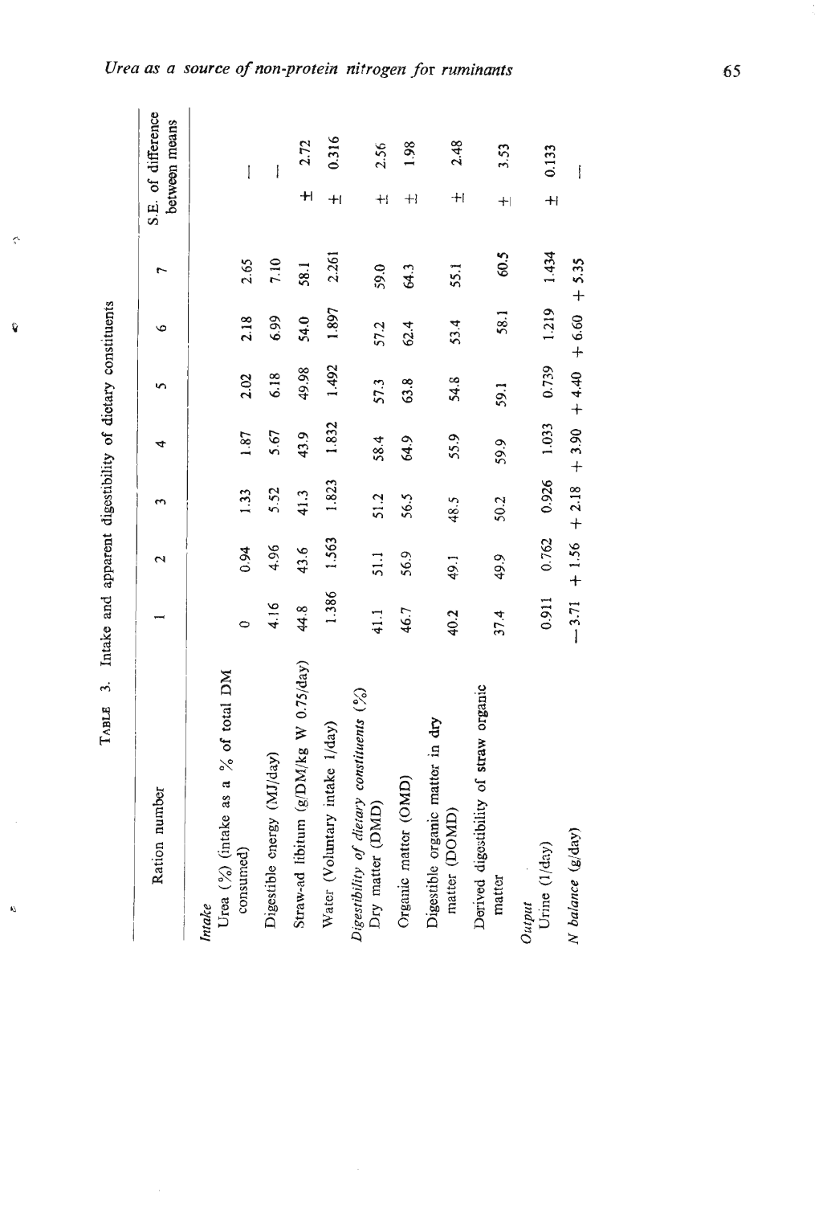TABLE 3. Intake and apparent digestibility of dietary constituents

| Ration number | 1 | 2 | 3 | 4 | 5 | 6 | 7 | S.E. of difference between means |
|---|---|---|---|---|---|---|---|---|
| *Intake* | | | | | | | | |
| Urea (%) (intake as a % of total DM consumed) | 0 | 0.94 | 1.33 | 1.87 | 2.02 | 2.18 | 2.65 | — |
| Digestible energy (MJ/day) | 4.16 | 4.96 | 5.52 | 5.67 | 6.18 | 6.99 | 7.10 | — |
| Straw-ad libitum (g/DM/kg W 0.75/day) | 44.8 | 43.6 | 41.3 | 43.9 | 49.98 | 54.0 | 58.1 | ± 2.72 |
| Water (Voluntary intake l/day) | 1.386 | 1.563 | 1.823 | 1.832 | 1.492 | 1.897 | 2.261 | ± 0.316 |
| *Digestibility of dietary constituents (%)* | | | | | | | | |
| Dry matter (DMD) | 41.1 | 51.1 | 51.2 | 58.4 | 57.3 | 57.2 | 59.0 | ± 2.56 |
| Organic matter (OMD) | 46.7 | 56.9 | 56.5 | 64.9 | 63.8 | 62.4 | 64.3 | ± 1.98 |
| Digestible organic matter in dry matter (DOMD) | 40.2 | 49.1 | 48.5 | 55.9 | 54.8 | 53.4 | 55.1 | ± 2.48 |
| Derived digestibility of straw organic matter | 37.4 | 49.9 | 50.2 | 59.9 | 59.1 | 58.1 | 60.5 | ± 3.53 |
| *Output* | | | | | | | | |
| Urine (l/day) | 0.911 | 0.762 | 0.926 | 1.033 | 0.739 | 1.219 | 1.434 | ± 0.133 |
| *N balance* (g/day) | −3.71 | + 1.56 | + 2.18 | + 3.90 | + 4.40 | + 6.60 | + 5.35 | — |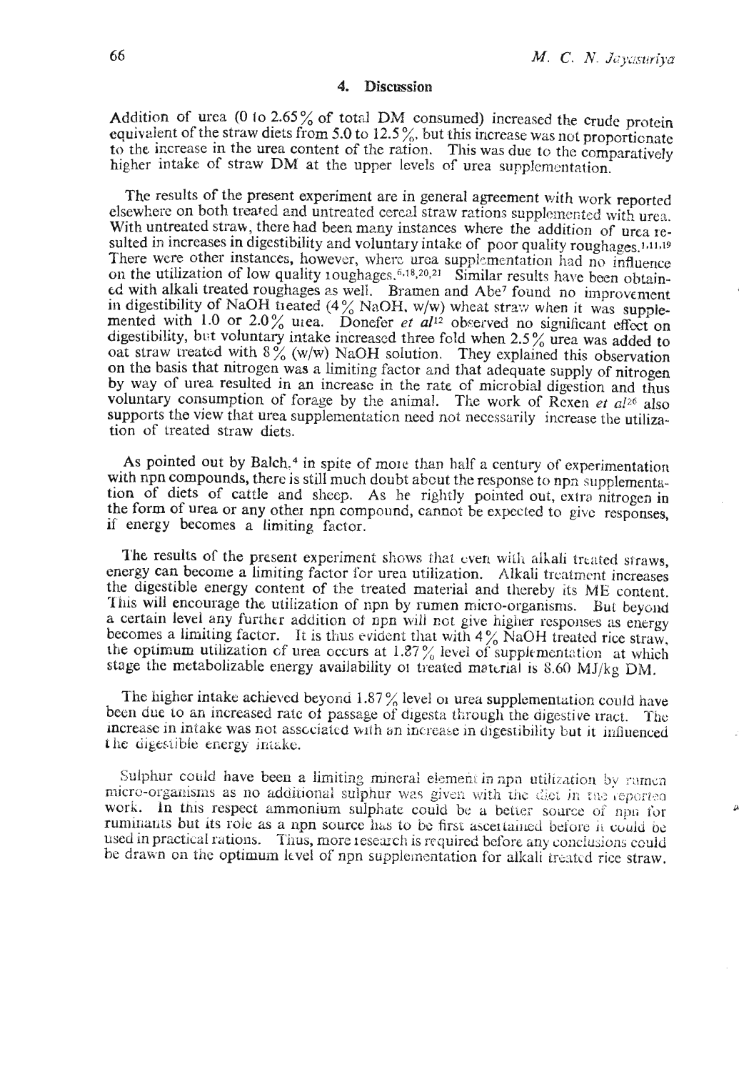## 4. Discussion

Addition of urea (0 to 2.65% of total DM consumed) increased the crude protein equivalent of the straw diets from 5.0 to 12.5%, but this increase was not proportionate to the increase in the urea content of the ration. This was due to the comparatively higher intake of straw DM at the upper levels of urea supplementation.

The results of the present experiment are in general agreement with work reported elsewhere on both treated and untreated cereal straw rations supplemented with urea. With untreated straw, there had been many instances where the addition of urea resulted in increases in digestibility and voluntary intake of poor quality roughages.[1,11,19] There were other instances, however, where urea supplementation had no influence on the utilization of low quality roughages.[6,18,20,21] Similar results have been obtained with alkali treated roughages as well. Bramen and Abe[7] found no improvement in digestibility of NaOH treated (4% NaOH, w/w) wheat straw when it was supplemented with 1.0 or 2.0% urea. Donefer *et al*[12] observed no significant effect on digestibility, but voluntary intake increased three fold when 2.5% urea was added to oat straw treated with 8% (w/w) NaOH solution. They explained this observation on the basis that nitrogen was a limiting factor and that adequate supply of nitrogen by way of urea resulted in an increase in the rate of microbial digestion and thus voluntary consumption of forage by the animal. The work of Rexen *et al*[26] also supports the view that urea supplementation need not necessarily increase the utilization of treated straw diets.

As pointed out by Balch,[4] in spite of more than half a century of experimentation with npn compounds, there is still much doubt about the response to npn supplementation of diets of cattle and sheep. As he rightly pointed out, extra nitrogen in the form of urea or any other npn compound, cannot be expected to give responses, if energy becomes a limiting factor.

The results of the present experiment shows that even with alkali treated straws, energy can become a limiting factor for urea utilization. Alkali treatment increases the digestible energy content of the treated material and thereby its ME content. This will encourage the utilization of npn by rumen micro-organisms. But beyond a certain level any further addition of npn will not give higher responses as energy becomes a limiting factor. It is thus evident that with 4% NaOH treated rice straw, the optimum utilization of urea occurs at 1.87% level of supplementation at which stage the metabolizable energy availability of treated material is 8.60 MJ/kg DM.

The higher intake achieved beyond 1.87% level of urea supplementation could have been due to an increased rate of passage of digesta through the digestive tract. The increase in intake was not associated with an increase in digestibility but it influenced the digestible energy intake.

Sulphur could have been a limiting mineral element in npn utilization by rumen micro-organisms as no additional sulphur was given with the diet in the reported work. In this respect ammonium sulphate could be a better source of npn for ruminants but its role as a npn source has to be first ascertained before it could be used in practical rations. Thus, more research is required before any conclusions could be drawn on the optimum level of npn supplementation for alkali treated rice straw.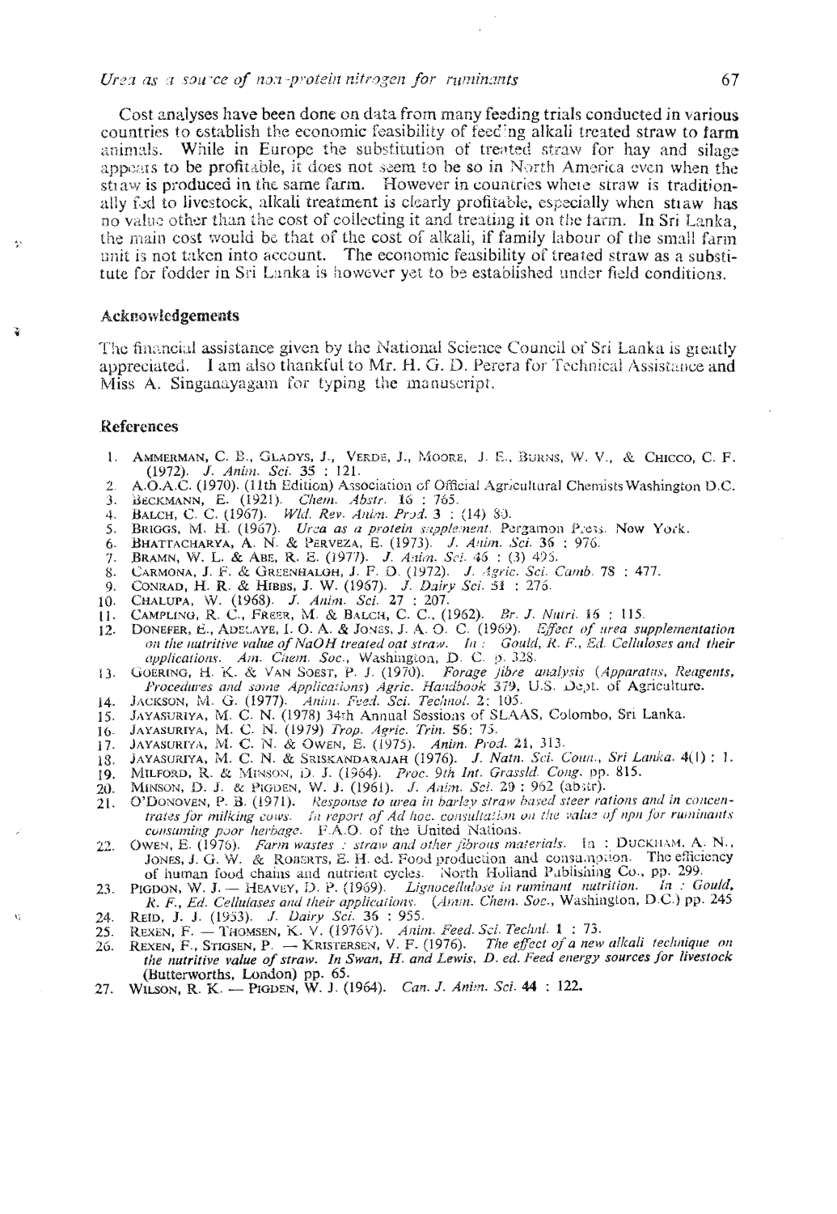Cost analyses have been done on data from many feeding trials conducted in various countries to establish the economic feasibility of feeding alkali treated straw to farm animals. While in Europe the substitution of treated straw for hay and silage appears to be profitable, it does not seem to be so in North America even when the straw is produced in the same farm. However in countries where straw is traditionally fed to livestock, alkali treatment is clearly profitable, especially when straw has no value other than the cost of collecting it and treating it on the farm. In Sri Lanka, the main cost would be that of the cost of alkali, if family labour of the small farm unit is not taken into account. The economic feasibility of treated straw as a substitute for fodder in Sri Lanka is however yet to be established under field conditions.

## Acknowledgements

The financial assistance given by the National Science Council of Sri Lanka is greatly appreciated. I am also thankful to Mr. H. G. D. Perera for Technical Assistance and Miss A. Singanayagam for typing the manuscript.

## References

1. Ammerman, C. B., Gladys, J., Verde, J., Moore, J. E., Burns, W. V., & Chicco, C. F. (1972). *J. Anim. Sci.* 35 : 121.
2. A.O.A.C. (1970). (11th Edition) Association of Official Agricultural Chemists Washington D.C.
3. Beckmann, E. (1921). *Chem. Abstr.* 16 : 765.
4. Balch, C. C. (1967). *Wld. Rev. Anim. Prod.* 3 : (14) 80.
5. Briggs, M. H. (1967). *Urea as a protein supplement.* Pergamon Press. New York.
6. Bhattacharya, A. N. & Perveza, E. (1973). *J. Anim. Sci.* 36 : 976.
7. Bramn, W. L. & Abe, R. E. (1977). *J. Anim. Sci.* 46 : (3) 495.
8. Carmona, J. F. & Greenhalgh, J. F. D. (1972). *J. Agric. Sci. Camb.* 78 : 477.
9. Conrad, H. R. & Hibbs, J. W. (1967). *J. Dairy Sci.* 51 : 276.
10. Chalupa, W. (1968). *J. Anim. Sci.* 27 : 207.
11. Campling, R. C., Freer, M. & Balch, C. C., (1962). *Br. J. Nutri.* 16 : 115.
12. Donefer, E., Adelaye, I. O. A. & Jones, J. A. O. C. (1969). *Effect of urea supplementation on the nutritive value of NaOH treated oat straw. In : Gould, R. F., Ed. Celluloses and their applications. Am. Chem. Soc.*, Washington, D. C. p. 328.
13. Goering, H. K. & Van Soest, P. J. (1970). *Forage fibre analysis (Apparatus, Reagents, Procedures and some Applications) Agric. Handbook* 379, U.S. Dept. of Agriculture.
14. Jackson, M. G. (1977). *Anim. Feed. Sci. Technol.* 2: 105.
15. Jayasuriya, M. C. N. (1978) 34th Annual Sessions of SLAAS, Colombo, Sri Lanka.
16. Jayasuriya, M. C. N. (1979) *Trop. Agric. Trin.* 56: 75.
17. Jayasuriya, M. C. N. & Owen, E. (1975). *Anim. Prod.* 21, 313.
18. Jayasuriya, M. C. N. & Sriskandarajah (1976). *J. Natn. Sci. Coun., Sri Lanka.* 4(1) : 1.
19. Milford, R. & Minson, D. J. (1964). *Proc. 9th Int. Grassld. Cong.* pp. 815.
20. Minson, D. J. & Pigden, W. J. (1961). *J. Anim. Sci.* 29 : 962 (abstr).
21. O'Donoven, P. B. (1971). *Response to urea in barley straw based steer rations and in concentrates for milking cows. In report of Ad hoc. consultation on the value of npn for ruminants consuming poor herbage.* F.A.O. of the United Nations.
22. Owen, E. (1976). *Farm wastes : straw and other fibrous materials.* In : Duckham, A. N., Jones, J. G. W. & Roberts, E. H. ed. Food production and consumption. The efficiency of human food chains and nutrient cycles. North Holland Publishing Co., pp. 299.
23. Pigdon, W. J. — Heavey, D. P. (1969). *Lignocellulose in ruminant nutrition. In : Gould, R. F., Ed. Cellulases and their applications. (Amm. Chem. Soc.*, Washington, D.C.) pp. 245
24. Reid, J. J. (1953). *J. Dairy Sci.* 36 : 955.
25. Rexen, F. — Thomsen, K. V. (1976V). *Anim. Feed. Sci. Technl.* 1 : 73.
26. Rexen, F., Stigsen, P. — Kristersen, V. F. (1976). *The effect of a new alkali technique on the nutritive value of straw. In Swan, H. and Lewis, D. ed. Feed energy sources for livestock* (Butterworths, London) pp. 65.
27. Wilson, R. K. — Pigden, W. J. (1964). *Can. J. Anim. Sci.* **44** : **122.**